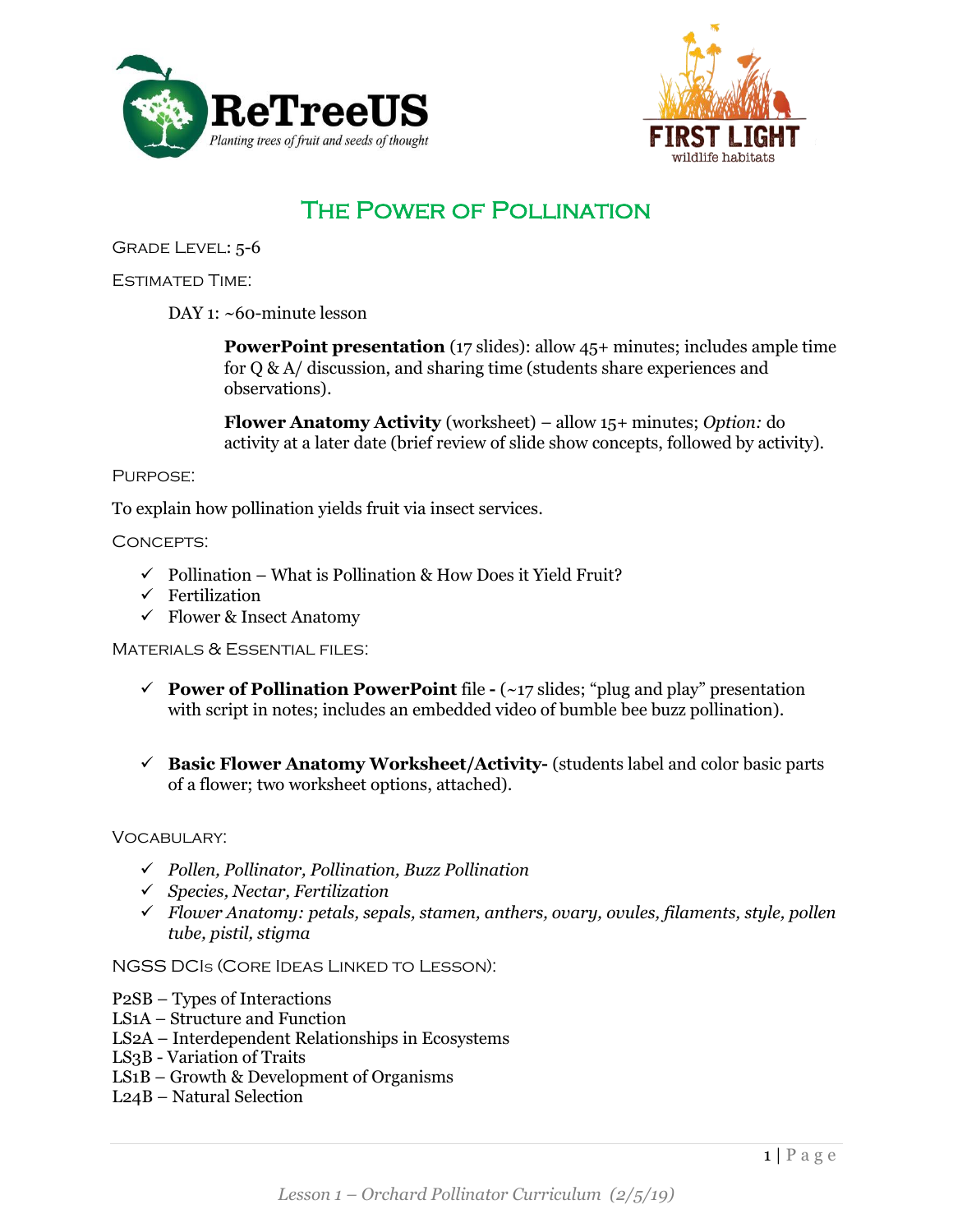ReTreeUS

*Planting trees of fruit and seeds of thought*

FIRST LIGHT

wildlife habitats

# The Power of Pollination

Grade Level: 5-6

Estimated Time:

DAY 1: ~60-minute lesson

**PowerPoint presentation** (17 slides): allow 45+ minutes; includes ample time for Q & A/ discussion, and sharing time (students share experiences and observations).

**Flower Anatomy Activity** (worksheet) – allow 15+ minutes; *Option:* do activity at a later date (brief review of slide show concepts, followed by activity).

Purpose:

To explain how pollination yields fruit via insect services.

Concepts:

- ✓ Pollination – What is Pollination & How Does it Yield Fruit?
- ✓ Fertilization
- ✓ Flower & Insect Anatomy

Materials & Essential files:

- ✓ **Power of Pollination PowerPoint** file **-** (~17 slides; "plug and play" presentation with script in notes; includes an embedded video of bumble bee buzz pollination).
- ✓ **Basic Flower Anatomy Worksheet/Activity-** (students label and color basic parts of a flower; two worksheet options, attached).

Vocabulary:

- ✓ *Pollen, Pollinator, Pollination, Buzz Pollination*
- ✓ *Species, Nectar, Fertilization*
- ✓ *Flower Anatomy: petals, sepals, stamen, anthers, ovary, ovules, filaments, style, pollen tube, pistil, stigma*

NGSS DCIs (Core Ideas Linked to Lesson):

P2SB – Types of Interactions
LS1A – Structure and Function
LS2A – Interdependent Relationships in Ecosystems
LS3B - Variation of Traits
LS1B – Growth & Development of Organisms
L24B – Natural Selection

*Lesson 1 – Orchard Pollinator Curriculum (2/5/19)*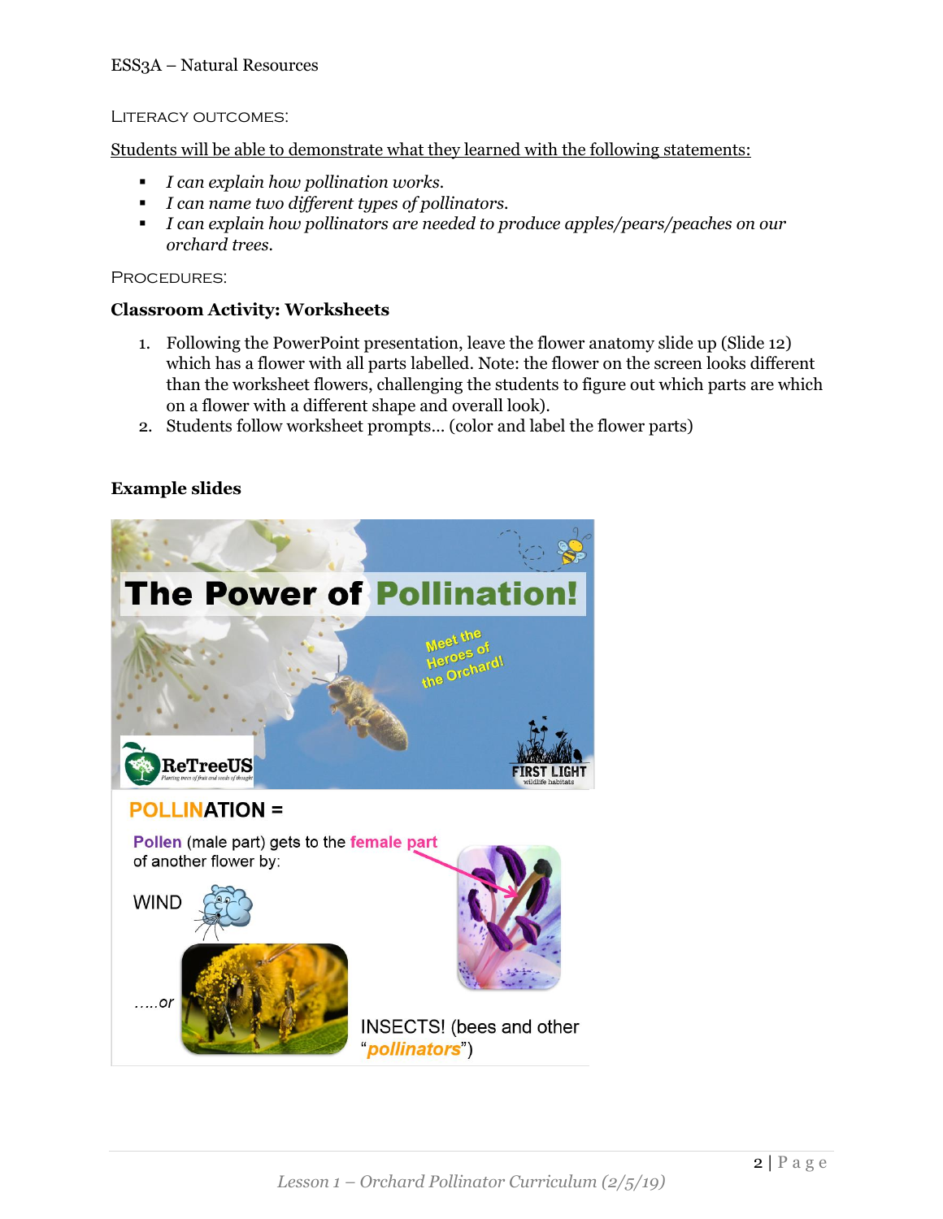ESS3A – Natural Resources

LITERACY OUTCOMES:

Students will be able to demonstrate what they learned with the following statements:

- *I can explain how pollination works.*
- *I can name two different types of pollinators.*
- *I can explain how pollinators are needed to produce apples/pears/peaches on our orchard trees.*

PROCEDURES:

**Classroom Activity: Worksheets**

1. Following the PowerPoint presentation, leave the flower anatomy slide up (Slide 12) which has a flower with all parts labelled. Note: the flower on the screen looks different than the worksheet flowers, challenging the students to figure out which parts are which on a flower with a different shape and overall look).
2. Students follow worksheet prompts... (color and label the flower parts)

**Example slides**

The Power of Pollination!

Meet the Heroes of the Orchard!

ReTreeUS

FIRST LIGHT wildlife habitats

POLLINATION =

Pollen (male part) gets to the female part of another flower by:

WIND

.....or

INSECTS! (bees and other "*pollinators*")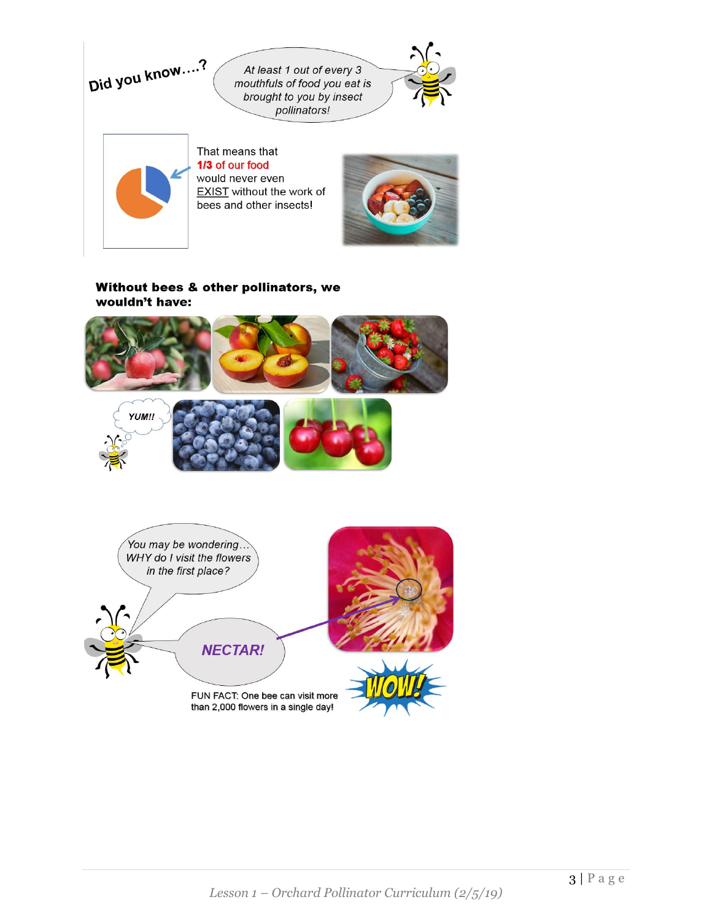Did you know….?

*At least 1 out of every 3 mouthfuls of food you eat is brought to you by insect pollinators!*

That means that **1/3 of our food** would never even EXIST without the work of bees and other insects!

**Without bees & other pollinators, we wouldn't have:**

*YUM!!*

*You may be wondering… WHY do I visit the flowers in the first place?*

***NECTAR!***

FUN FACT: One bee can visit more than 2,000 flowers in a single day!

WOW!